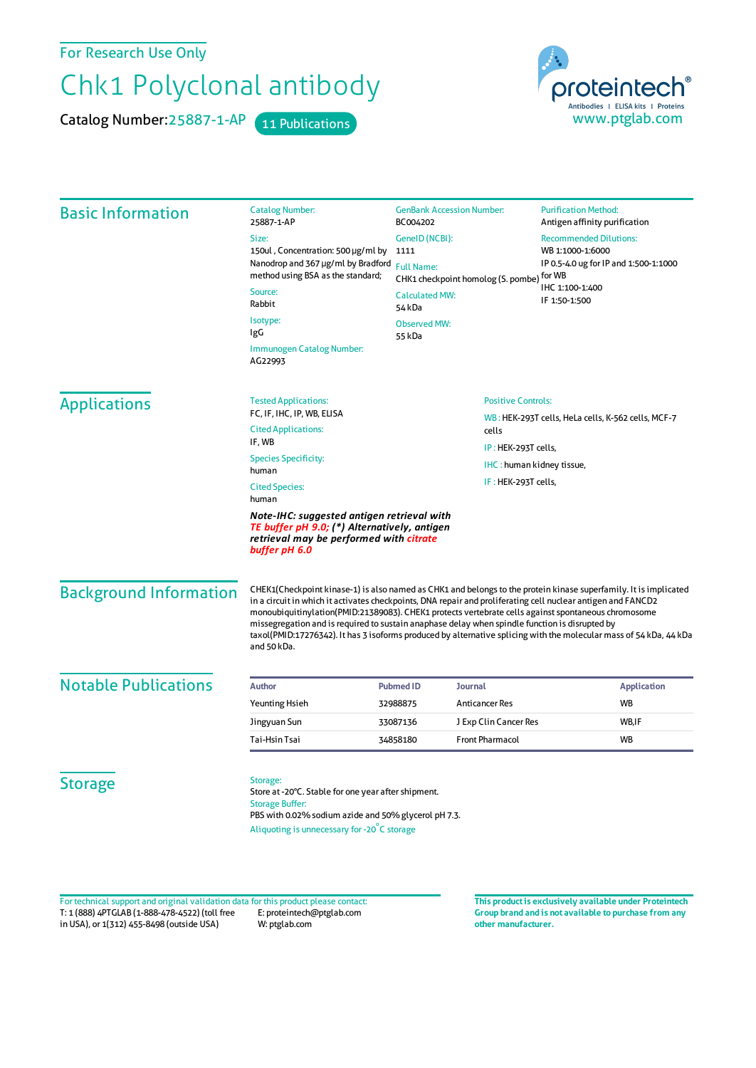For Research Use Only

# Chk1 Polyclonal antibody

Catalog Number: 25887-1-AP    11 Publications

proteintech® Antibodies | ELISA kits | Proteins
www.ptglab.com

## Basic Information

Catalog Number:
25887-1-AP

Size:
150ul , Concentration: 500 μg/ml by Nanodrop and 367 μg/ml by Bradford method using BSA as the standard;

Source:
Rabbit

Isotype:
IgG

Immunogen Catalog Number:
AG22993

GenBank Accession Number:
BC004202

GeneID (NCBI):
1111

Full Name:
CHK1 checkpoint homolog (S. pombe)

Calculated MW:
54 kDa

Observed MW:
55 kDa

Purification Method:
Antigen affinity purification

Recommended Dilutions:
WB 1:1000-1:6000
IP 0.5-4.0 ug for IP and 1:500-1:1000 for WB
IHC 1:100-1:400
IF 1:50-1:500

## Applications

Tested Applications:
FC, IF, IHC, IP, WB, ELISA

Cited Applications:
IF, WB

Species Specificity:
human

Cited Species:
human

***Note-IHC: suggested antigen retrieval with TE buffer pH 9.0; (\*) Alternatively, antigen retrieval may be performed with citrate buffer pH 6.0***

Positive Controls:

WB : HEK-293T cells, HeLa cells, K-562 cells, MCF-7 cells

IP : HEK-293T cells,

IHC : human kidney tissue,

IF : HEK-293T cells,

## Background Information

CHEK1(Checkpoint kinase-1) is also named as CHK1 and belongs to the protein kinase superfamily. It is implicated in a circuit in which it activates checkpoints, DNA repair and proliferating cell nuclear antigen and FANCD2 monoubiquitinylation(PMID:21389083). CHEK1 protects vertebrate cells against spontaneous chromosome missegregation and is required to sustain anaphase delay when spindle function is disrupted by taxol(PMID:17276342). It has 3 isoforms produced by alternative splicing with the molecular mass of 54 kDa, 44 kDa and 50 kDa.

## Notable Publications

| Author | Pubmed ID | Journal | Application |
| --- | --- | --- | --- |
| Yeunting Hsieh | 32988875 | Anticancer Res | WB |
| Jingyuan Sun | 33087136 | J Exp Clin Cancer Res | WB,IF |
| Tai-Hsin Tsai | 34858180 | Front Pharmacol | WB |

## Storage

Storage:
Store at -20°C. Stable for one year after shipment.

Storage Buffer:
PBS with 0.02% sodium azide and 50% glycerol pH 7.3.

Aliquoting is unnecessary for -20°C storage

For technical support and original validation data for this product please contact:
T: 1 (888) 4PTGLAB (1-888-478-4522) (toll free in USA), or 1(312) 455-8498 (outside USA)
E: proteintech@ptglab.com
W: ptglab.com

**This product is exclusively available under Proteintech Group brand and is not available to purchase from any other manufacturer.**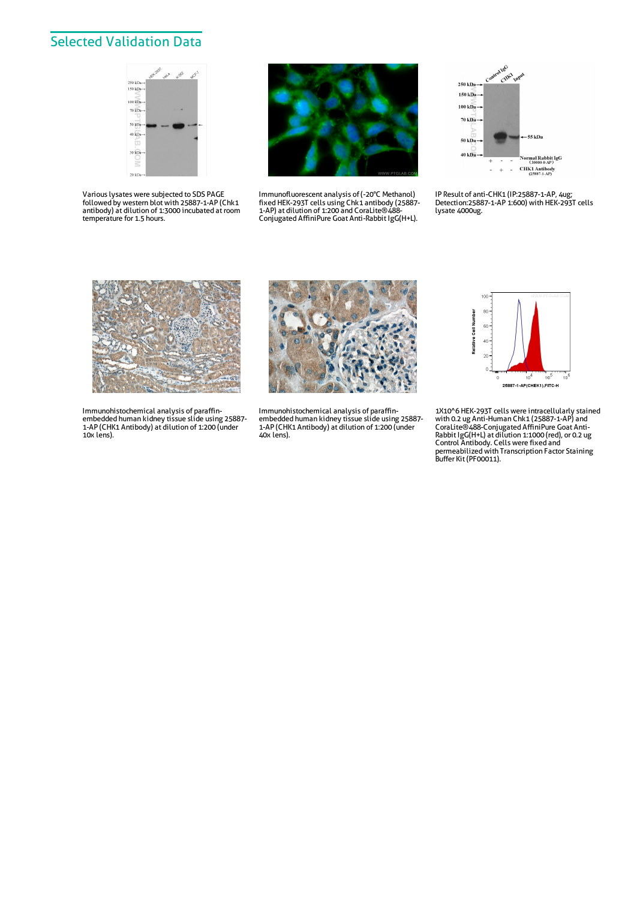## Selected Validation Data

Various lysates were subjected to SDS PAGE followed by western blot with 25887-1-AP (Chk1 antibody) at dilution of 1:3000 incubated at room temperature for 1.5 hours.

Immunofluorescent analysis of (-20°C Methanol) fixed HEK-293T cells using Chk1 antibody (25887-1-AP) at dilution of 1:200 and CoraLite®488-Conjugated AffiniPure Goat Anti-Rabbit IgG(H+L).

IP Result of anti-CHK1 (IP:25887-1-AP, 4ug; Detection:25887-1-AP 1:600) with HEK-293T cells lysate 4000ug.

Immunohistochemical analysis of paraffin-embedded human kidney tissue slide using 25887-1-AP (CHK1 Antibody) at dilution of 1:200 (under 10x lens).

Immunohistochemical analysis of paraffin-embedded human kidney tissue slide using 25887-1-AP (CHK1 Antibody) at dilution of 1:200 (under 40x lens).

1X10^6 HEK-293T cells were intracellularly stained with 0.2 ug Anti-Human Chk1 (25887-1-AP) and CoraLite®488-Conjugated AffiniPure Goat Anti-Rabbit IgG(H+L) at dilution 1:1000 (red), or 0.2 ug Control Antibody. Cells were fixed and permeabilized with Transcription Factor Staining Buffer Kit (PF00011).